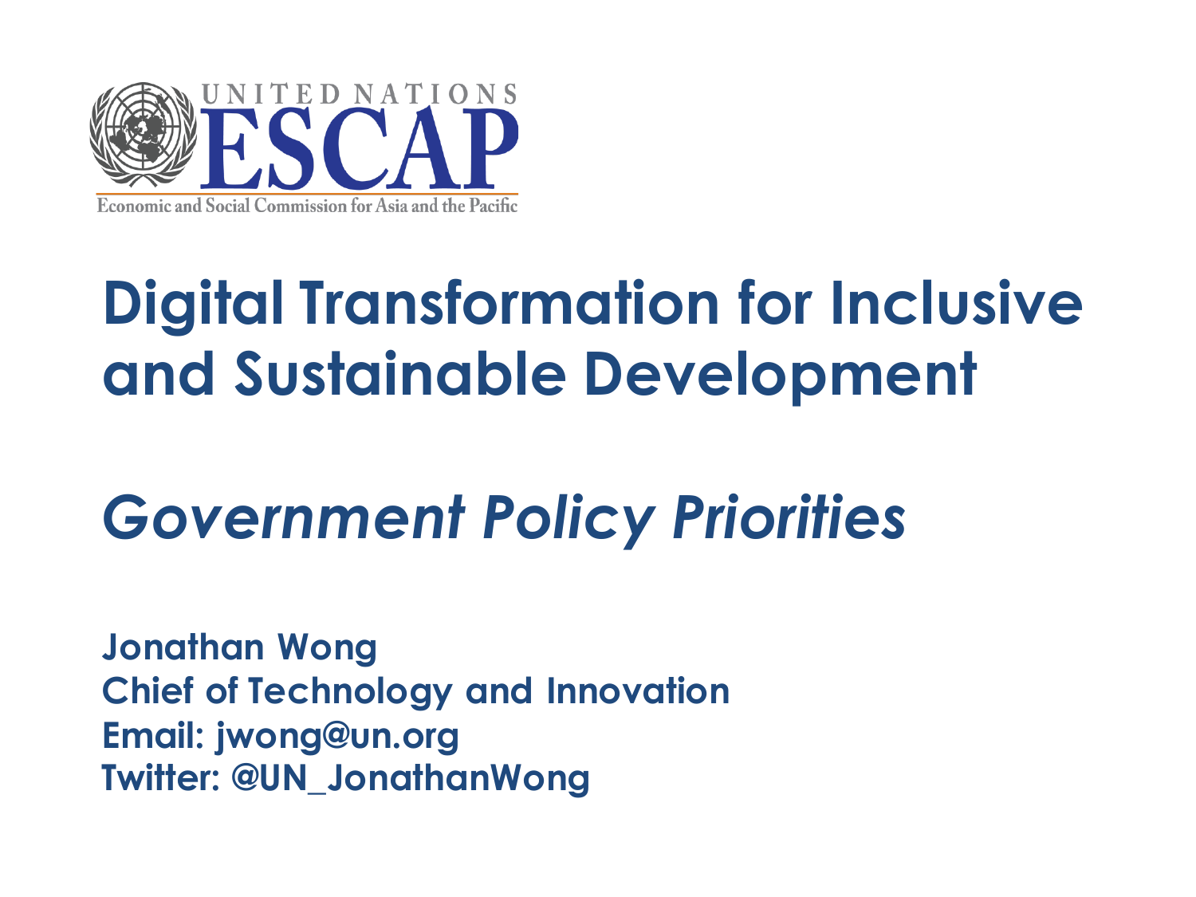UNITED NATIONS
ESCAP
Economic and Social Commission for Asia and the Pacific

# Digital Transformation for Inclusive and Sustainable Development

## *Government Policy Priorities*

**Jonathan Wong**
**Chief of Technology and Innovation**
**Email: jwong@un.org**
**Twitter: @UN_JonathanWong**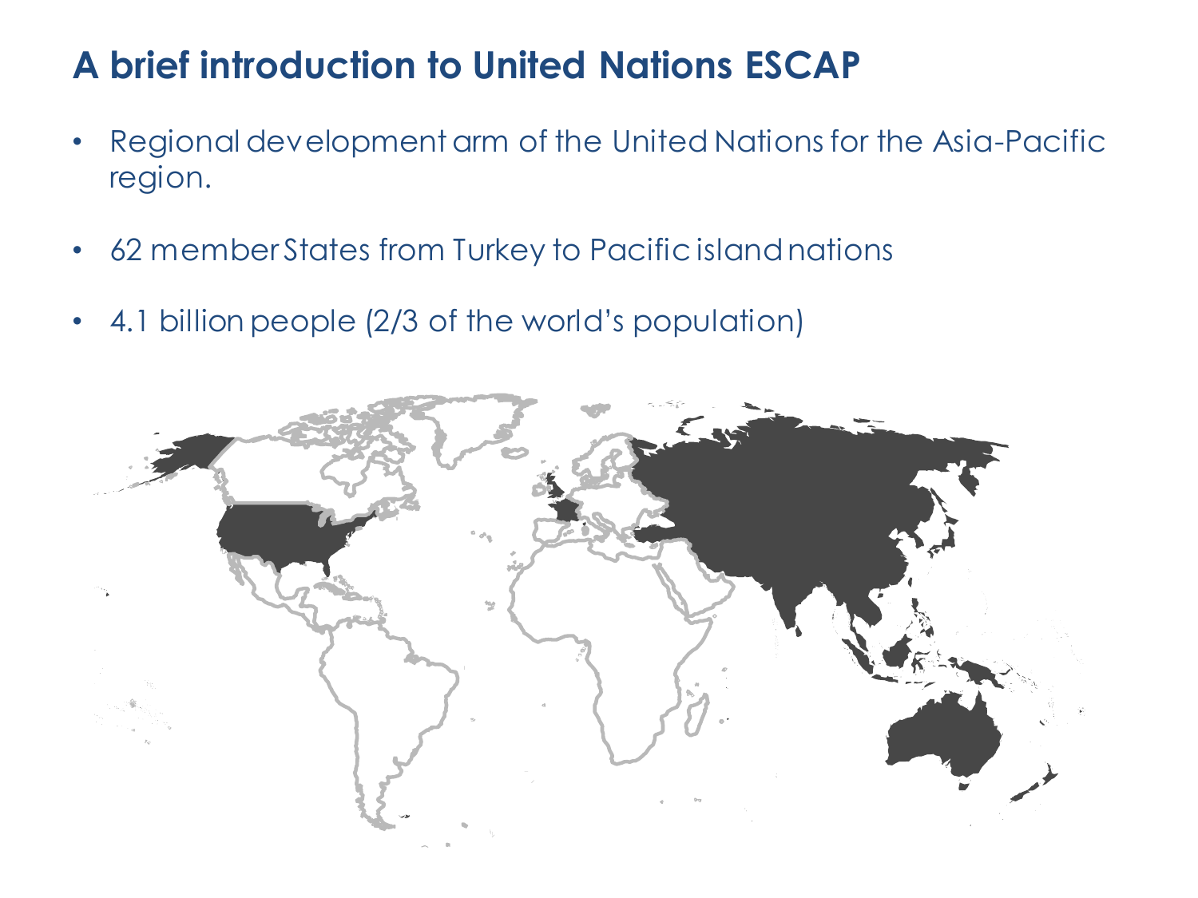# A brief introduction to United Nations ESCAP

- Regional development arm of the United Nations for the Asia-Pacific region.
- 62 member States from Turkey to Pacific island nations
- 4.1 billion people (2/3 of the world's population)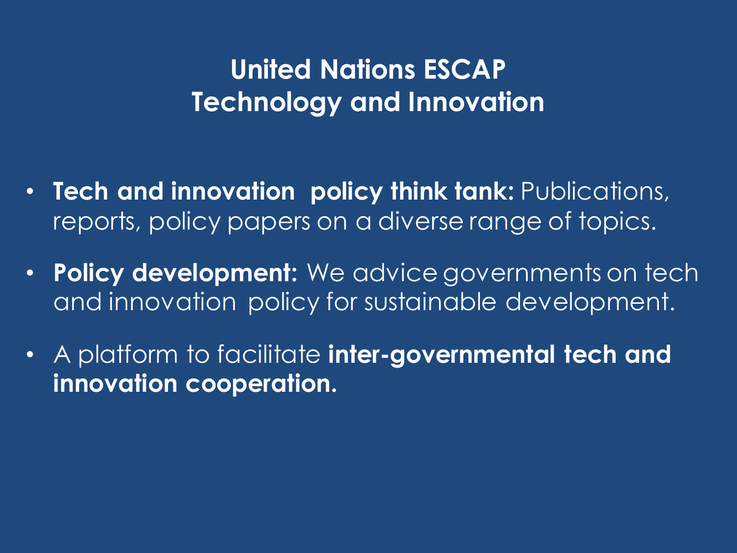# United Nations ESCAP
# Technology and Innovation

- **Tech and innovation policy think tank:** Publications, reports, policy papers on a diverse range of topics.
- **Policy development:** We advice governments on tech and innovation policy for sustainable development.
- A platform to facilitate **inter-governmental tech and innovation cooperation.**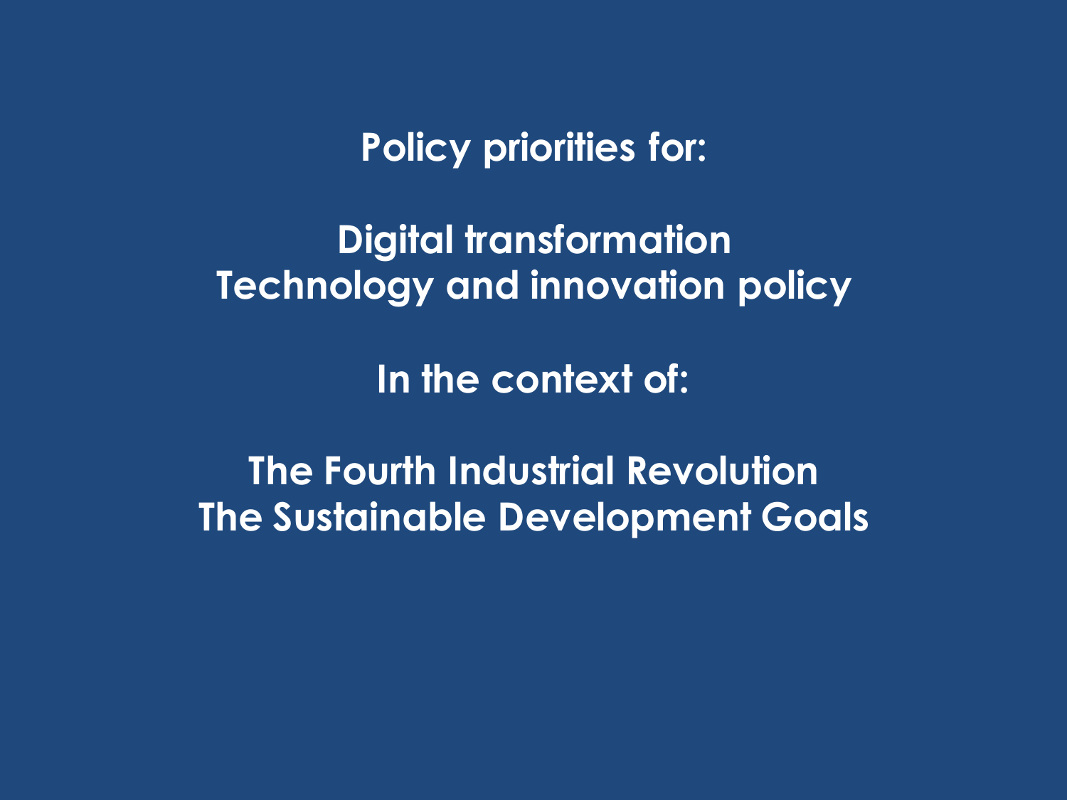**Policy priorities for:**

**Digital transformation**
**Technology and innovation policy**

**In the context of:**

**The Fourth Industrial Revolution**
**The Sustainable Development Goals**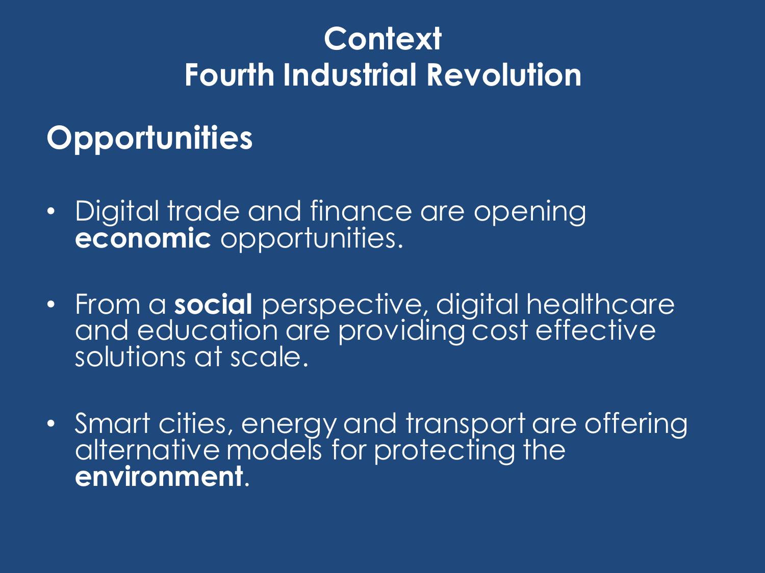# Context
# Fourth Industrial Revolution

## Opportunities

- Digital trade and finance are opening **economic** opportunities.
- From a **social** perspective, digital healthcare and education are providing cost effective solutions at scale.
- Smart cities, energy and transport are offering alternative models for protecting the **environment**.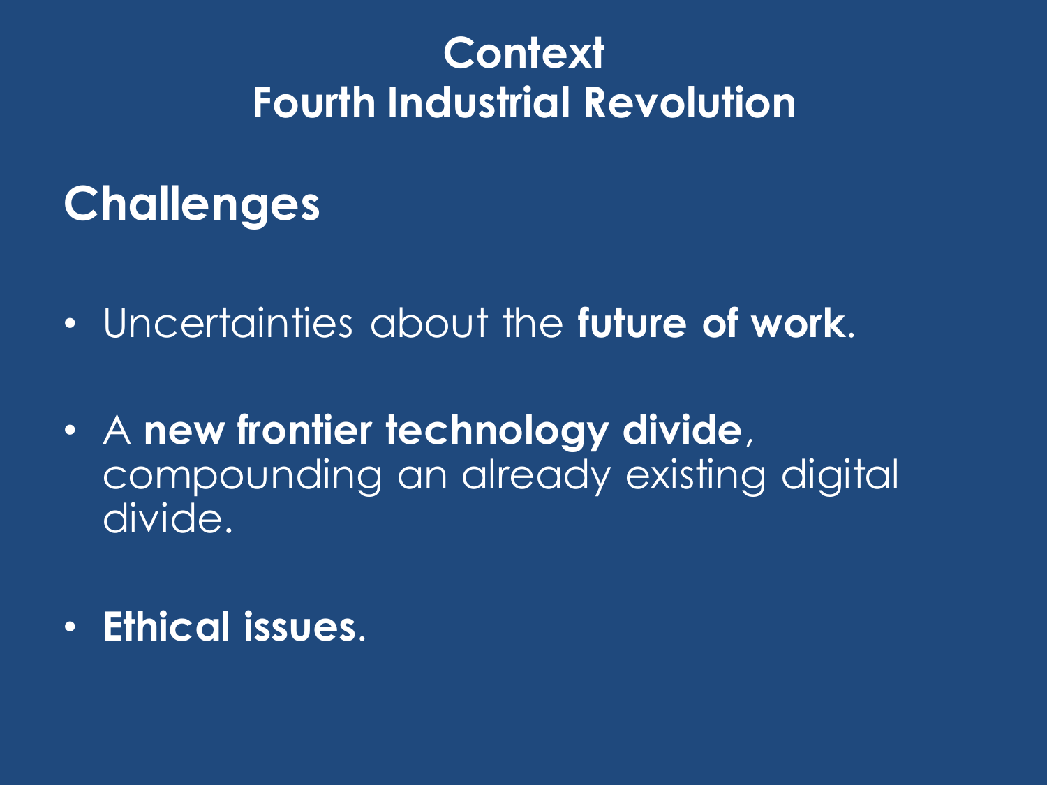# Context
# Fourth Industrial Revolution

## Challenges

- Uncertainties about the **future of work**.
- A **new frontier technology divide**, compounding an already existing digital divide.
- **Ethical issues**.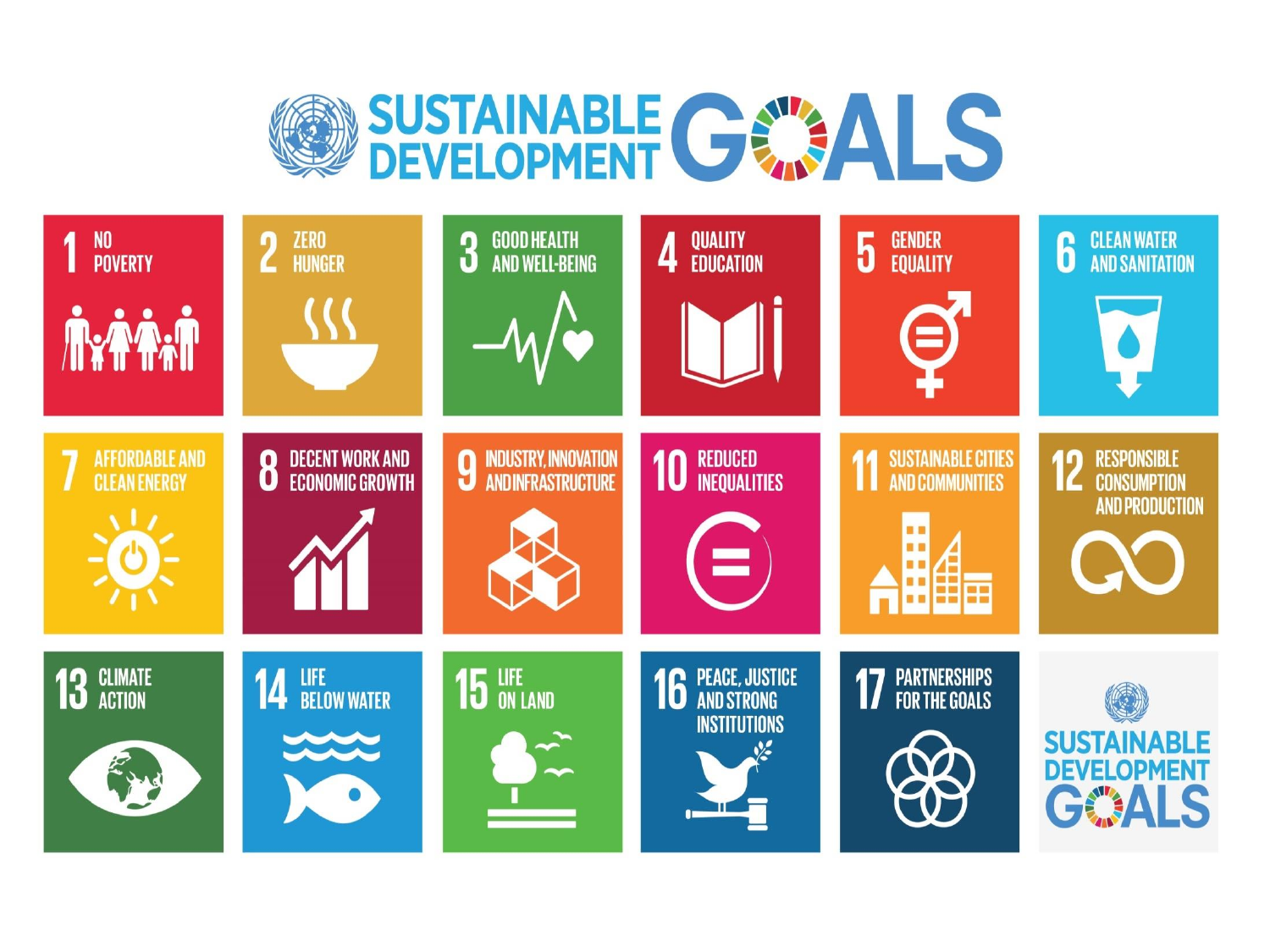# SUSTAINABLE DEVELOPMENT GOALS

1. NO POVERTY
2. ZERO HUNGER
3. GOOD HEALTH AND WELL-BEING
4. QUALITY EDUCATION
5. GENDER EQUALITY
6. CLEAN WATER AND SANITATION
7. AFFORDABLE AND CLEAN ENERGY
8. DECENT WORK AND ECONOMIC GROWTH
9. INDUSTRY, INNOVATION AND INFRASTRUCTURE
10. REDUCED INEQUALITIES
11. SUSTAINABLE CITIES AND COMMUNITIES
12. RESPONSIBLE CONSUMPTION AND PRODUCTION
13. CLIMATE ACTION
14. LIFE BELOW WATER
15. LIFE ON LAND
16. PEACE, JUSTICE AND STRONG INSTITUTIONS
17. PARTNERSHIPS FOR THE GOALS

SUSTAINABLE DEVELOPMENT GOALS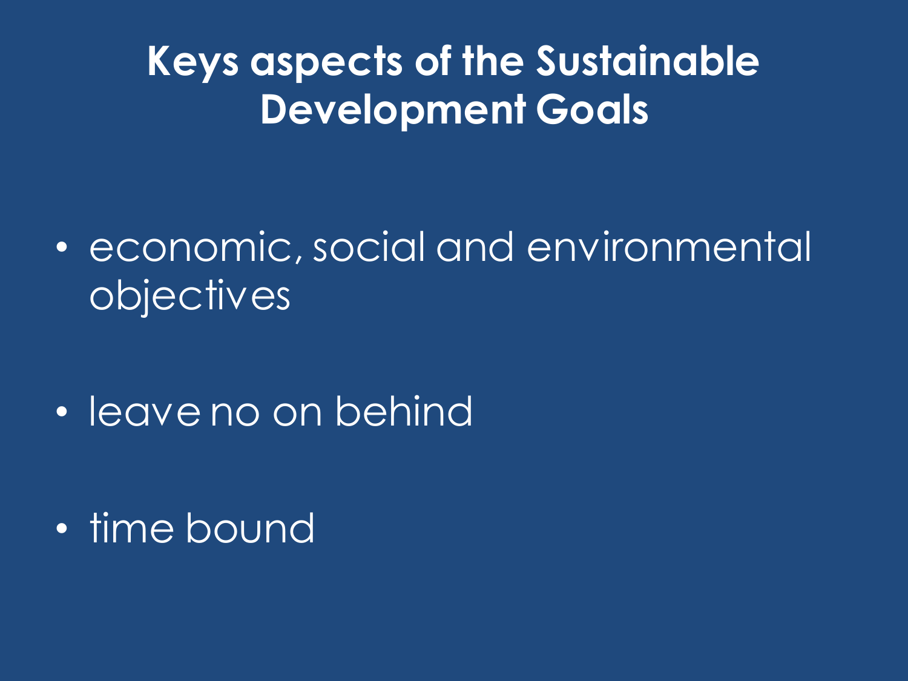# Keys aspects of the Sustainable Development Goals

- economic, social and environmental objectives
- leave no on behind
- time bound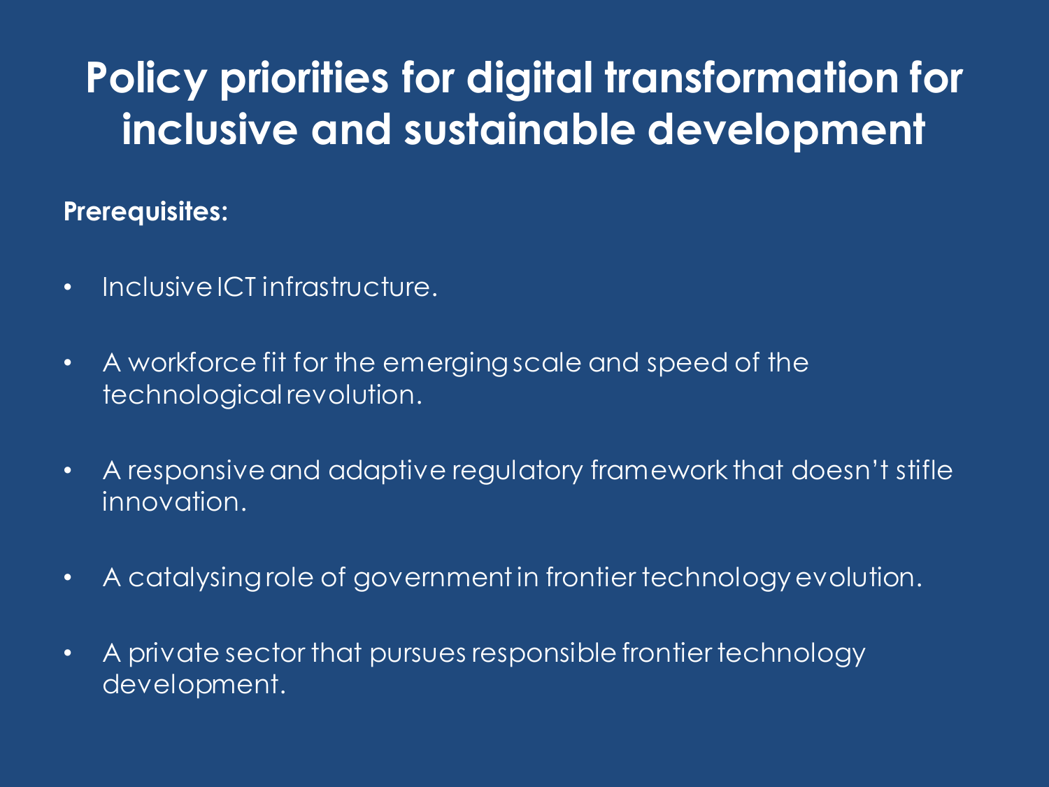# Policy priorities for digital transformation for inclusive and sustainable development

**Prerequisites:**

- Inclusive ICT infrastructure.
- A workforce fit for the emerging scale and speed of the technological revolution.
- A responsive and adaptive regulatory framework that doesn't stifle innovation.
- A catalysing role of government in frontier technology evolution.
- A private sector that pursues responsible frontier technology development.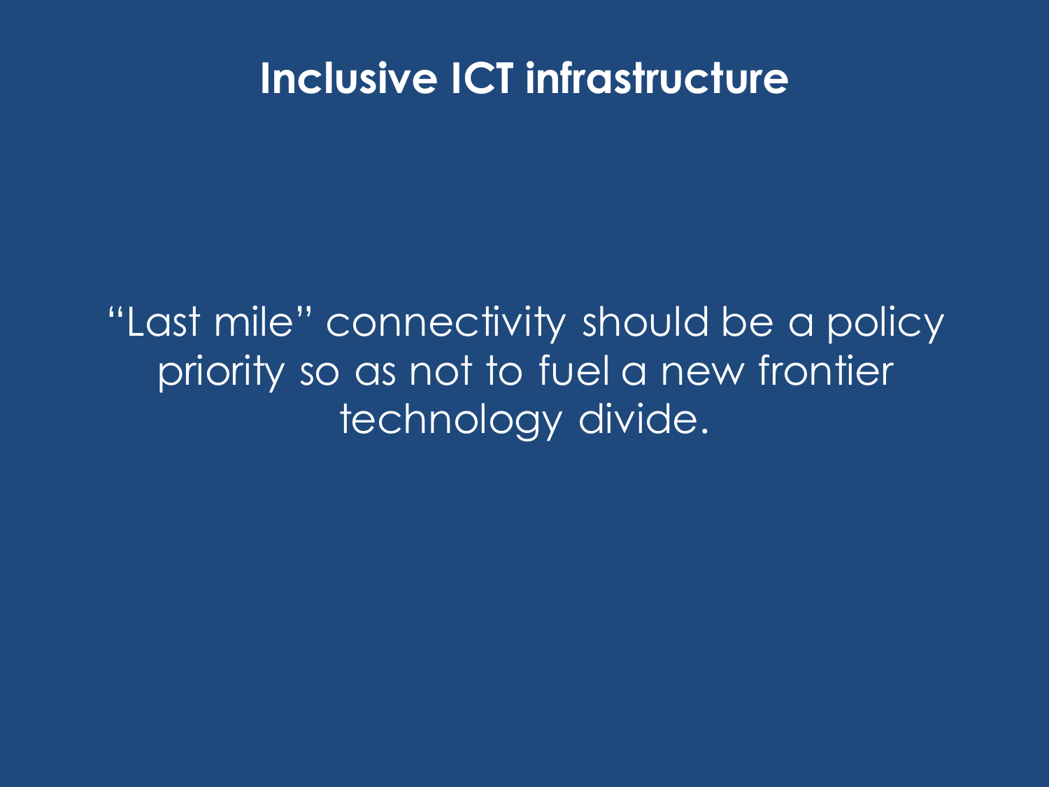# Inclusive ICT infrastructure

"Last mile" connectivity should be a policy priority so as not to fuel a new frontier technology divide.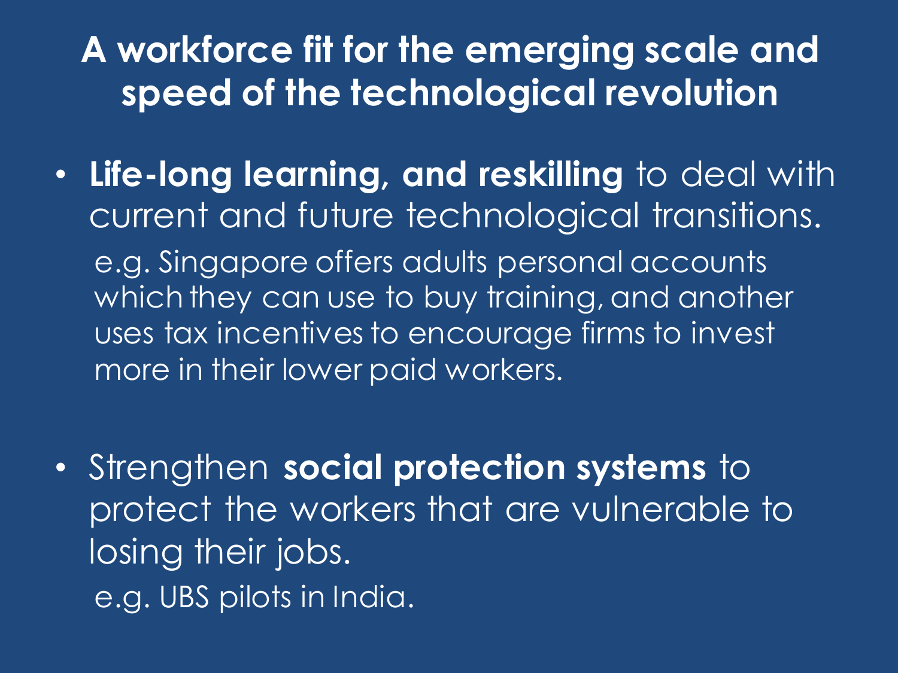# A workforce fit for the emerging scale and speed of the technological revolution

- **Life-long learning, and reskilling** to deal with current and future technological transitions.

  e.g. Singapore offers adults personal accounts which they can use to buy training, and another uses tax incentives to encourage firms to invest more in their lower paid workers.

- Strengthen **social protection systems** to protect the workers that are vulnerable to losing their jobs.

  e.g. UBS pilots in India.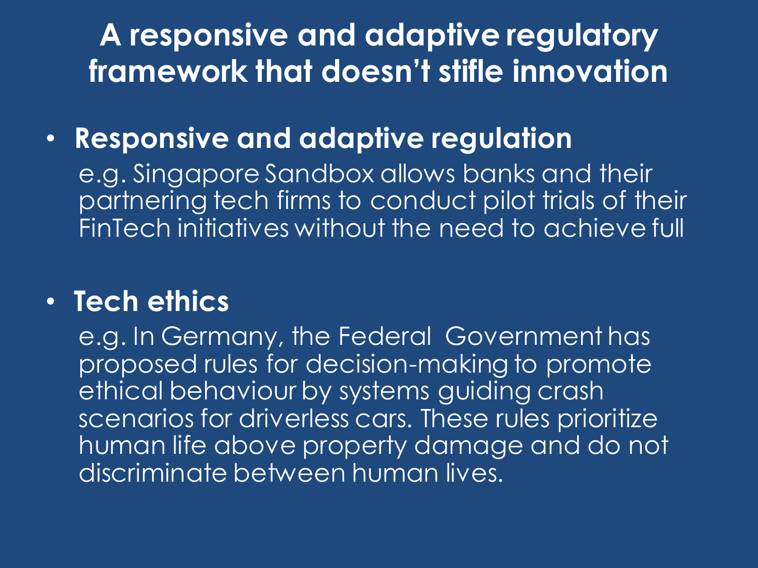# A responsive and adaptive regulatory framework that doesn't stifle innovation

- **Responsive and adaptive regulation**

  e.g. Singapore Sandbox allows banks and their partnering tech firms to conduct pilot trials of their FinTech initiatives without the need to achieve full

- **Tech ethics**

  e.g. In Germany, the Federal Government has proposed rules for decision-making to promote ethical behaviour by systems guiding crash scenarios for driverless cars. These rules prioritize human life above property damage and do not discriminate between human lives.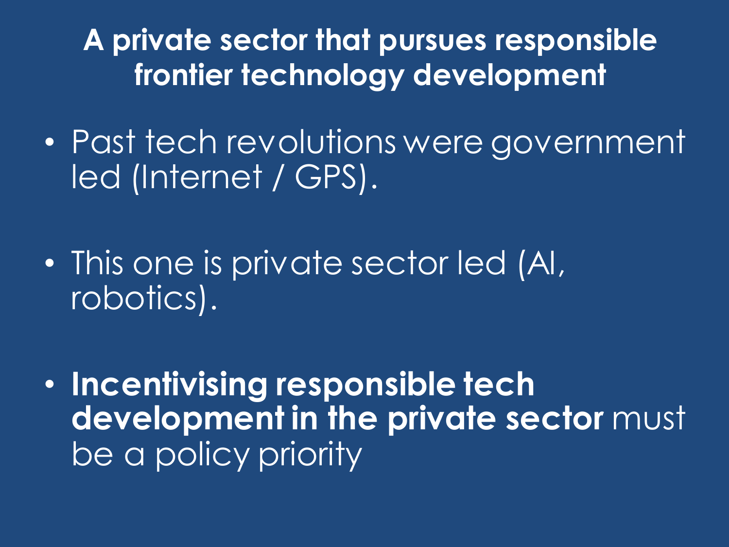# A private sector that pursues responsible frontier technology development

- Past tech revolutions were government led (Internet / GPS).
- This one is private sector led (AI, robotics).
- **Incentivising responsible tech development in the private sector** must be a policy priority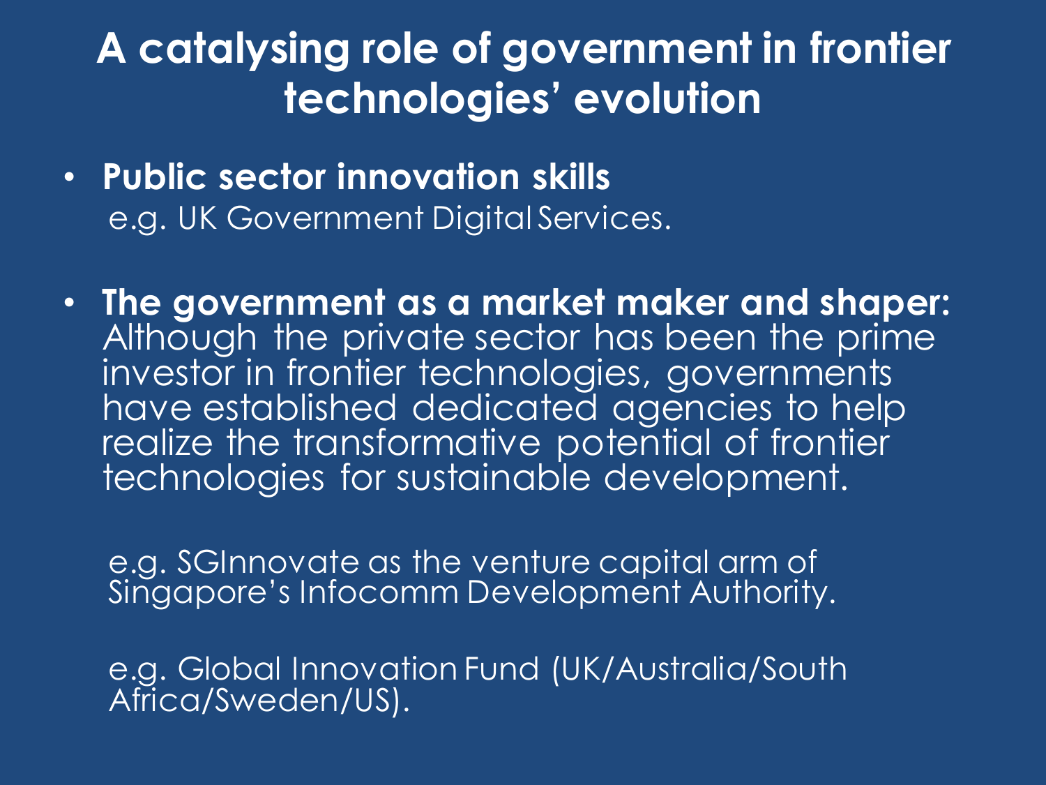# A catalysing role of government in frontier technologies' evolution

- **Public sector innovation skills**
  e.g. UK Government Digital Services.

- **The government as a market maker and shaper:** Although the private sector has been the prime investor in frontier technologies, governments have established dedicated agencies to help realize the transformative potential of frontier technologies for sustainable development.

  e.g. SGInnovate as the venture capital arm of Singapore's Infocomm Development Authority.

  e.g. Global Innovation Fund (UK/Australia/South Africa/Sweden/US).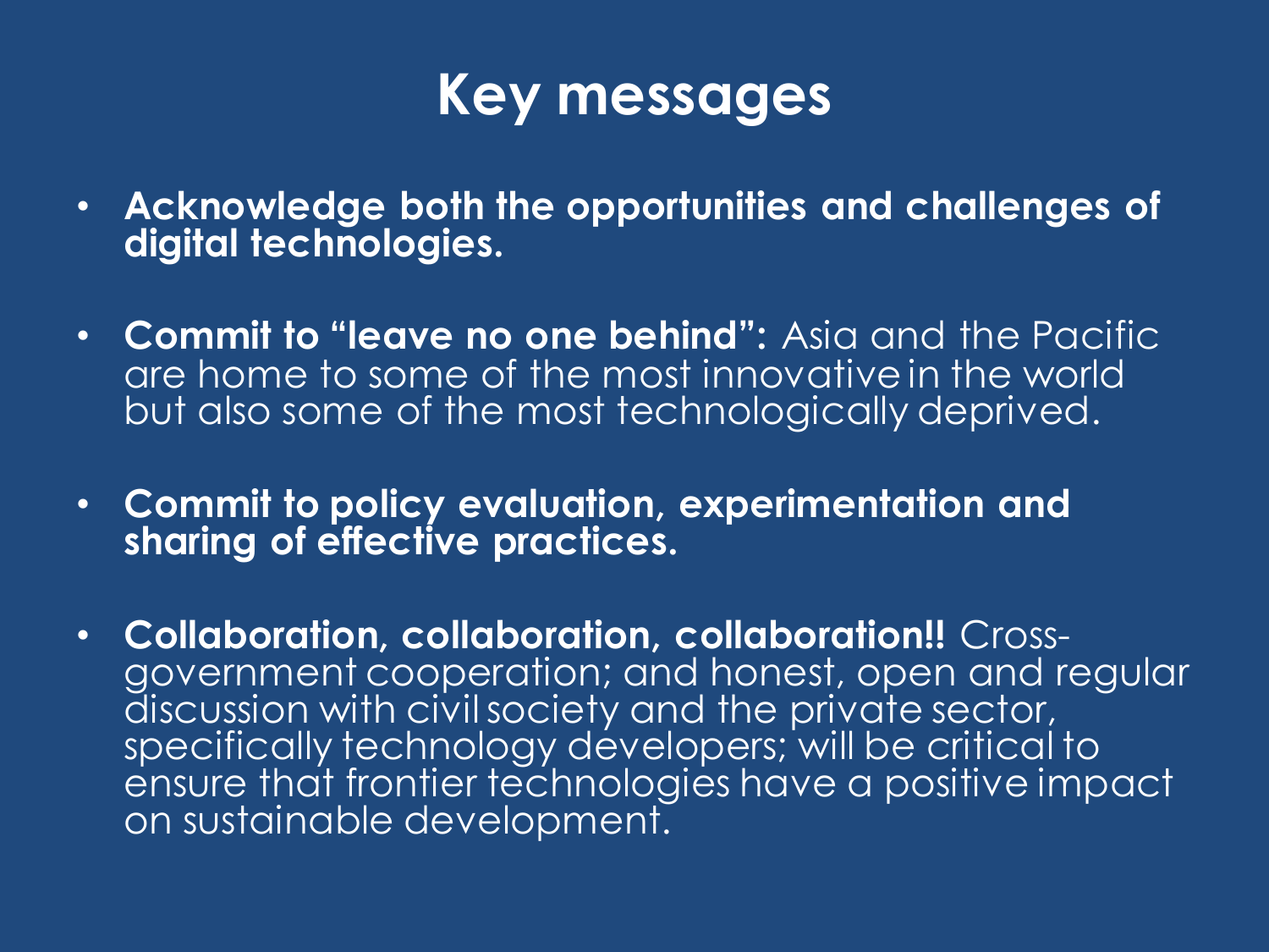# Key messages

- **Acknowledge both the opportunities and challenges of digital technologies.**
- **Commit to "leave no one behind":** Asia and the Pacific are home to some of the most innovative in the world but also some of the most technologically deprived.
- **Commit to policy evaluation, experimentation and sharing of effective practices.**
- **Collaboration, collaboration, collaboration!!** Cross-government cooperation; and honest, open and regular discussion with civil society and the private sector, specifically technology developers; will be critical to ensure that frontier technologies have a positive impact on sustainable development.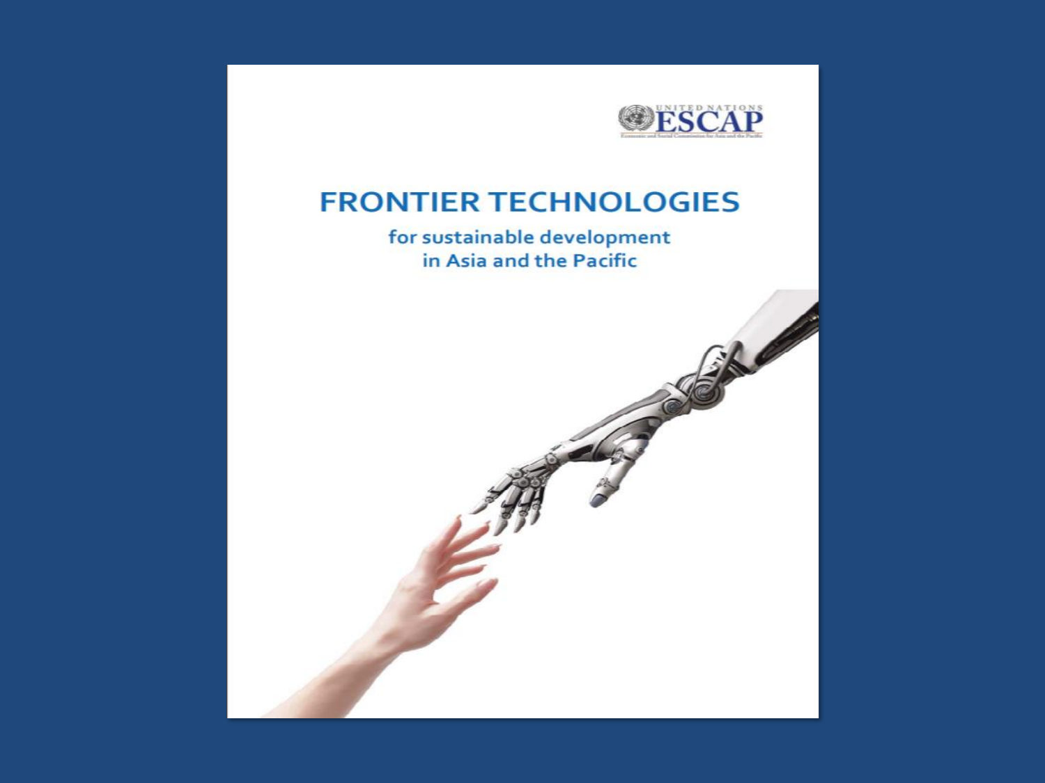UNITED NATIONS ESCAP

Economic and Social Commission for Asia and the Pacific

# FRONTIER TECHNOLOGIES

## for sustainable development in Asia and the Pacific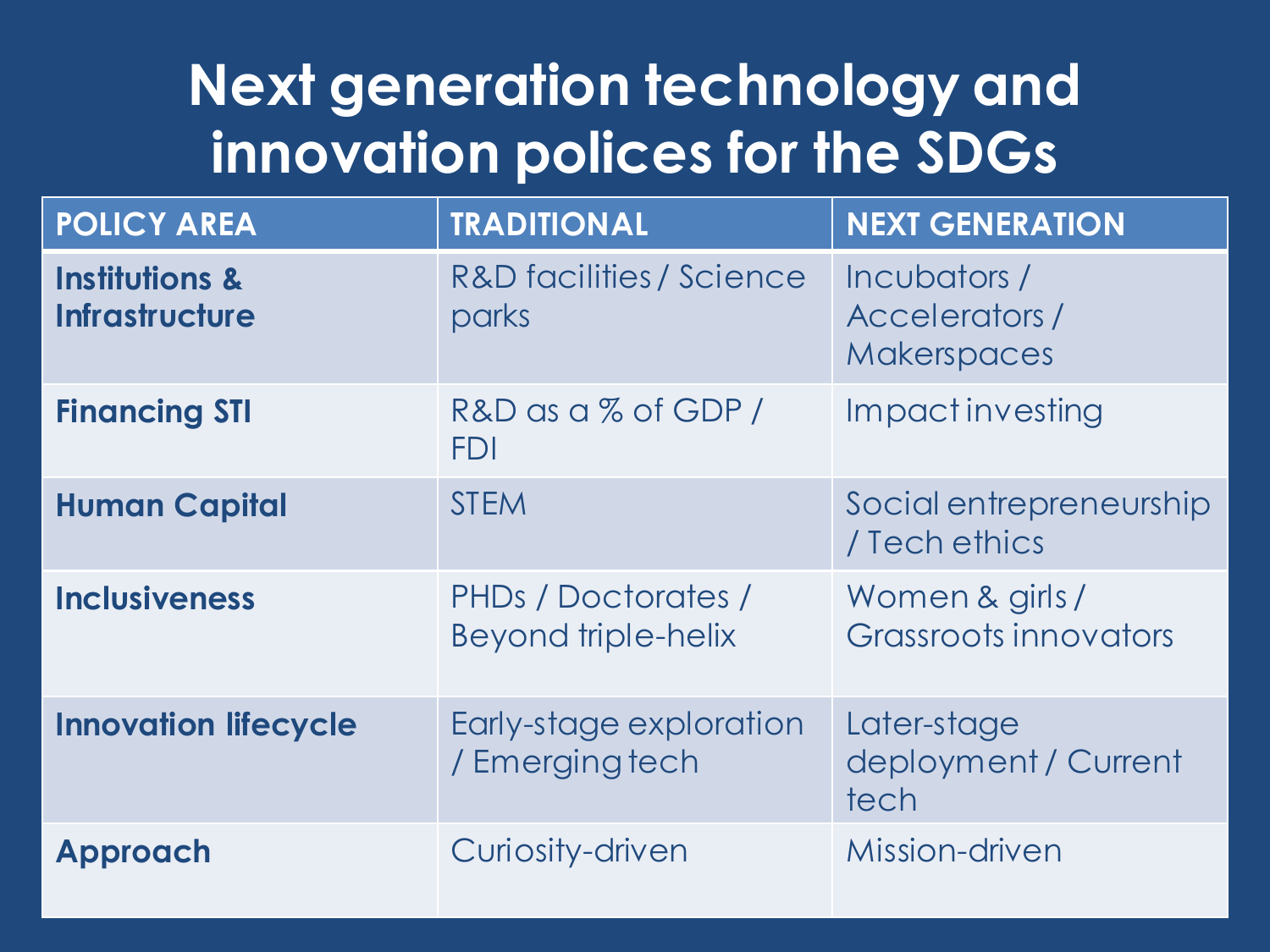# Next generation technology and innovation polices for the SDGs

| POLICY AREA | TRADITIONAL | NEXT GENERATION |
|---|---|---|
| **Institutions & Infrastructure** | R&D facilities / Science parks | Incubators / Accelerators / Makerspaces |
| **Financing STI** | R&D as a % of GDP / FDI | Impact investing |
| **Human Capital** | STEM | Social entrepreneurship / Tech ethics |
| **Inclusiveness** | PHDs / Doctorates / Beyond triple-helix | Women & girls / Grassroots innovators |
| **Innovation lifecycle** | Early-stage exploration / Emerging tech | Later-stage deployment / Current tech |
| **Approach** | Curiosity-driven | Mission-driven |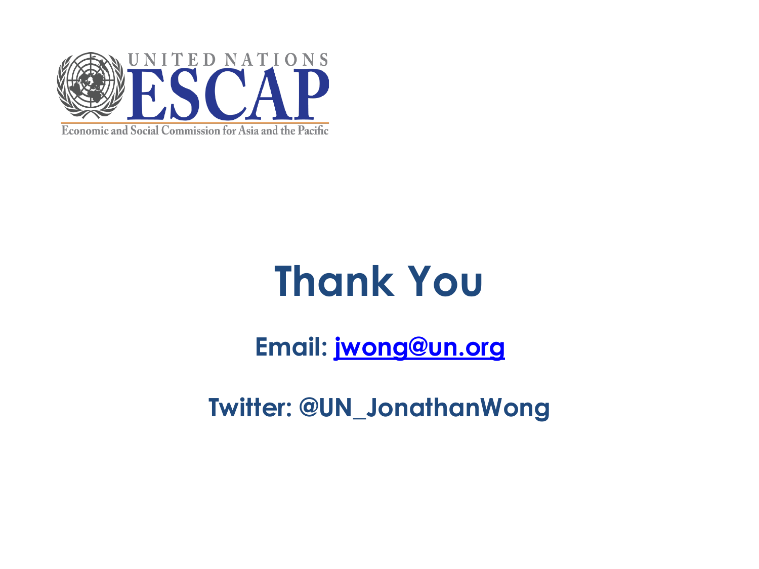UNITED NATIONS

ESCAP

Economic and Social Commission for Asia and the Pacific

# Thank You

**Email: jwong@un.org**

**Twitter: @UN_JonathanWong**